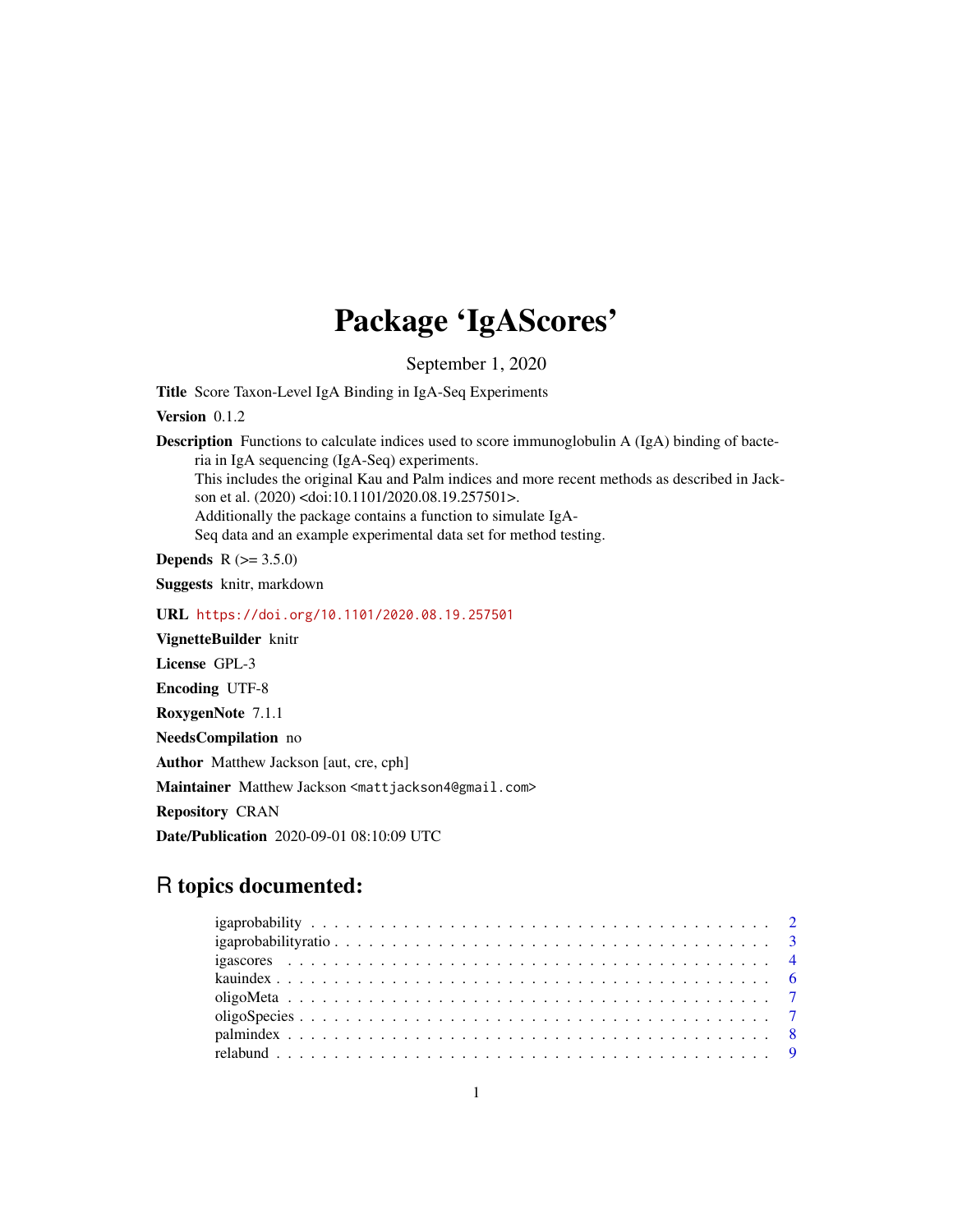# Package 'IgAScores'

September 1, 2020

**Title** Score Taxon-Level IgA Binding in IgA-Seq Experiments

**Version** 0.1.2

**Description** Functions to calculate indices used to score immunoglobulin A (IgA) binding of bacteria in IgA sequencing (IgA-Seq) experiments.
This includes the original Kau and Palm indices and more recent methods as described in Jackson et al. (2020) <doi:10.1101/2020.08.19.257501>.
Additionally the package contains a function to simulate IgA-Seq data and an example experimental data set for method testing.

**Depends** R (>= 3.5.0)

**Suggests** knitr, markdown

**URL** https://doi.org/10.1101/2020.08.19.257501

**VignetteBuilder** knitr

**License** GPL-3

**Encoding** UTF-8

**RoxygenNote** 7.1.1

**NeedsCompilation** no

**Author** Matthew Jackson [aut, cre, cph]

**Maintainer** Matthew Jackson <mattjackson4@gmail.com>

**Repository** CRAN

**Date/Publication** 2020-09-01 08:10:09 UTC

## R topics documented:

- igaprobability . . . . . . . . . . . . . . . . . . . . . . . . . . . . . . . . . . . . . . . 2
- igaprobabilityratio . . . . . . . . . . . . . . . . . . . . . . . . . . . . . . . . . . . . . 3
- igascores . . . . . . . . . . . . . . . . . . . . . . . . . . . . . . . . . . . . . . . . . . 4
- kauindex . . . . . . . . . . . . . . . . . . . . . . . . . . . . . . . . . . . . . . . . . . 6
- oligoMeta . . . . . . . . . . . . . . . . . . . . . . . . . . . . . . . . . . . . . . . . . 7
- oligoSpecies . . . . . . . . . . . . . . . . . . . . . . . . . . . . . . . . . . . . . . . . 7
- palmindex . . . . . . . . . . . . . . . . . . . . . . . . . . . . . . . . . . . . . . . . . 8
- relabund . . . . . . . . . . . . . . . . . . . . . . . . . . . . . . . . . . . . . . . . . . 9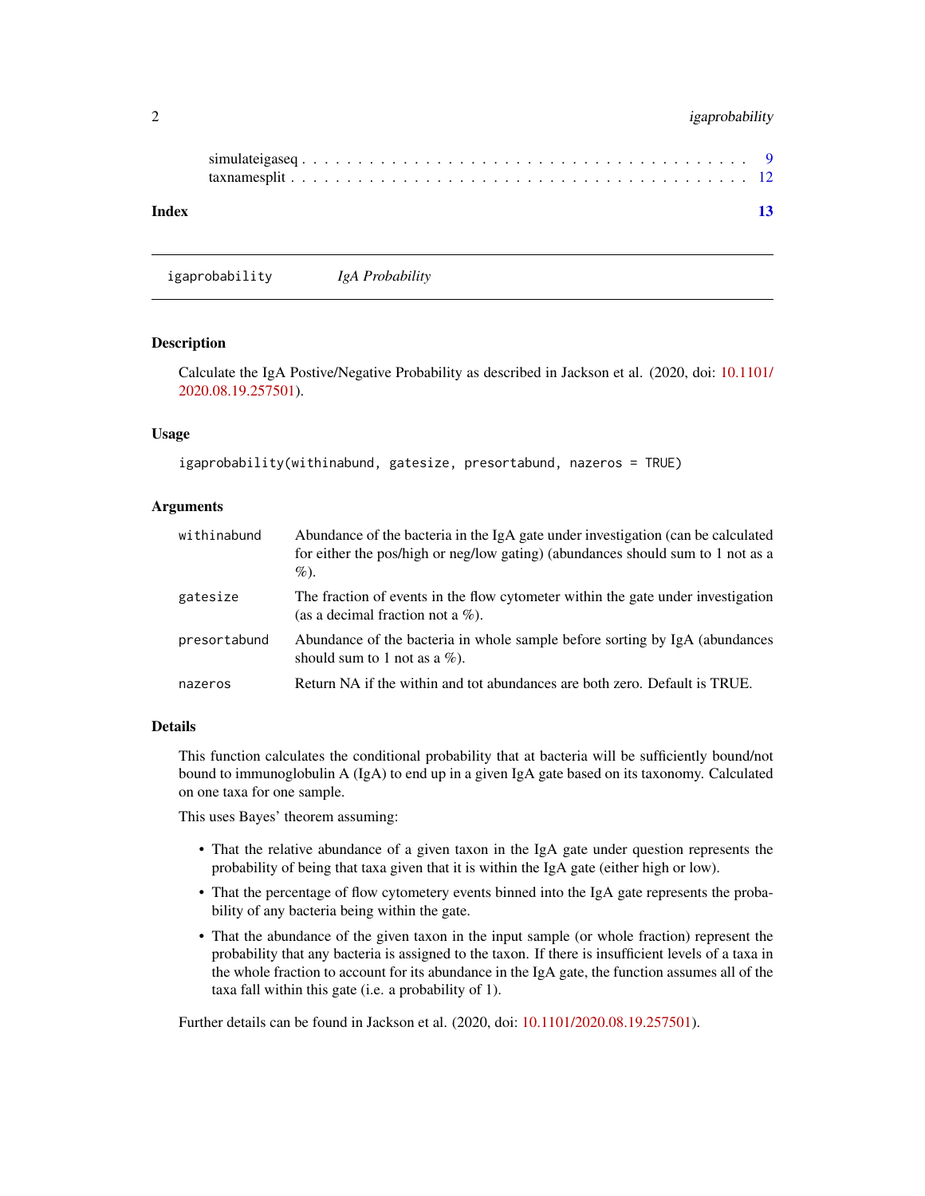simulateigaseq . . . . . . . . . . . . . . . . . . . . . . . . . . . . . . . . . . . . 9
taxnamesplit . . . . . . . . . . . . . . . . . . . . . . . . . . . . . . . . . . . . . 12

**Index** **13**

---

## igaprobability *IgA Probability*

---

### Description

Calculate the IgA Postive/Negative Probability as described in Jackson et al. (2020, doi: 10.1101/2020.08.19.257501).

### Usage

```
igaprobability(withinabund, gatesize, presortabund, nazeros = TRUE)
```

### Arguments

| | |
|---|---|
| `withinabund` | Abundance of the bacteria in the IgA gate under investigation (can be calculated for either the pos/high or neg/low gating) (abundances should sum to 1 not as a %). |
| `gatesize` | The fraction of events in the flow cytometer within the gate under investigation (as a decimal fraction not a %). |
| `presortabund` | Abundance of the bacteria in whole sample before sorting by IgA (abundances should sum to 1 not as a %). |
| `nazeros` | Return NA if the within and tot abundances are both zero. Default is TRUE. |

### Details

This function calculates the conditional probability that at bacteria will be sufficiently bound/not bound to immunoglobulin A (IgA) to end up in a given IgA gate based on its taxonomy. Calculated on one taxa for one sample.

This uses Bayes' theorem assuming:

- That the relative abundance of a given taxon in the IgA gate under question represents the probability of being that taxa given that it is within the IgA gate (either high or low).
- That the percentage of flow cytometery events binned into the IgA gate represents the probability of any bacteria being within the gate.
- That the abundance of the given taxon in the input sample (or whole fraction) represent the probability that any bacteria is assigned to the taxon. If there is insufficient levels of a taxa in the whole fraction to account for its abundance in the IgA gate, the function assumes all of the taxa fall within this gate (i.e. a probability of 1).

Further details can be found in Jackson et al. (2020, doi: 10.1101/2020.08.19.257501).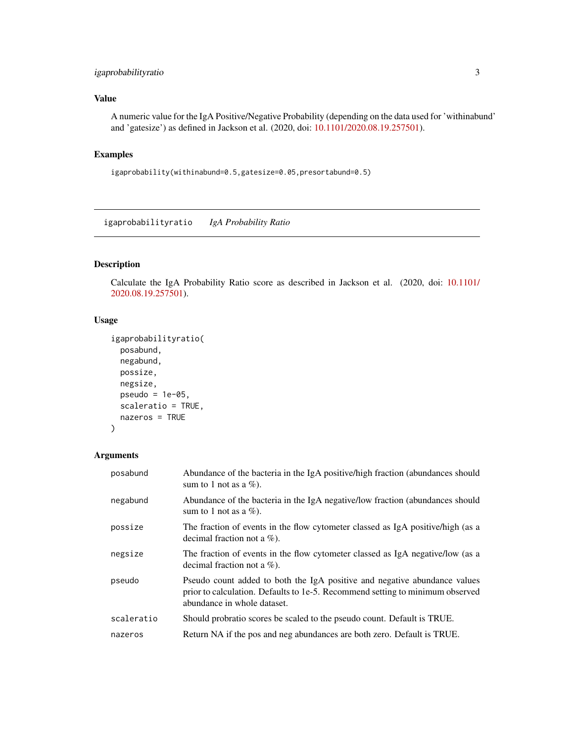## Value

A numeric value for the IgA Positive/Negative Probability (depending on the data used for 'withinabund' and 'gatesize') as defined in Jackson et al. (2020, doi: 10.1101/2020.08.19.257501).

## Examples

```
igaprobability(withinabund=0.5,gatesize=0.05,presortabund=0.5)
```

---

# igaprobabilityratio *IgA Probability Ratio*

## Description

Calculate the IgA Probability Ratio score as described in Jackson et al. (2020, doi: 10.1101/2020.08.19.257501).

## Usage

```
igaprobabilityratio(
  posabund,
  negabund,
  possize,
  negsize,
  pseudo = 1e-05,
  scaleratio = TRUE,
  nazeros = TRUE
)
```

## Arguments

| | |
|---|---|
| posabund | Abundance of the bacteria in the IgA positive/high fraction (abundances should sum to 1 not as a %). |
| negabund | Abundance of the bacteria in the IgA negative/low fraction (abundances should sum to 1 not as a %). |
| possize | The fraction of events in the flow cytometer classed as IgA positive/high (as a decimal fraction not a %). |
| negsize | The fraction of events in the flow cytometer classed as IgA negative/low (as a decimal fraction not a %). |
| pseudo | Pseudo count added to both the IgA positive and negative abundance values prior to calculation. Defaults to 1e-5. Recommend setting to minimum observed abundance in whole dataset. |
| scaleratio | Should probratio scores be scaled to the pseudo count. Default is TRUE. |
| nazeros | Return NA if the pos and neg abundances are both zero. Default is TRUE. |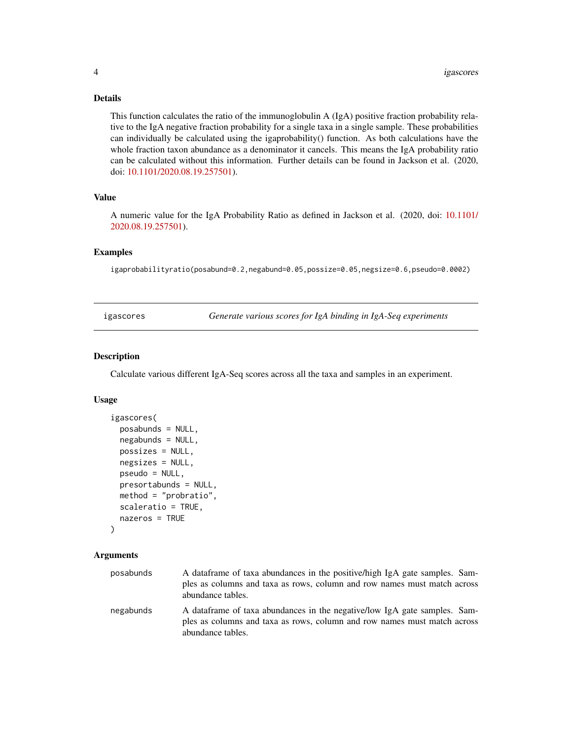### Details

This function calculates the ratio of the immunoglobulin A (IgA) positive fraction probability relative to the IgA negative fraction probability for a single taxa in a single sample. These probabilities can individually be calculated using the igaprobability() function. As both calculations have the whole fraction taxon abundance as a denominator it cancels. This means the IgA probability ratio can be calculated without this information. Further details can be found in Jackson et al. (2020, doi: 10.1101/2020.08.19.257501).

### Value

A numeric value for the IgA Probability Ratio as defined in Jackson et al. (2020, doi: 10.1101/2020.08.19.257501).

### Examples

```
igaprobabilityratio(posabund=0.2,negabund=0.05,possize=0.05,negsize=0.6,pseudo=0.0002)
```

---

## igascores — *Generate various scores for IgA binding in IgA-Seq experiments*

---

### Description

Calculate various different IgA-Seq scores across all the taxa and samples in an experiment.

### Usage

```
igascores(
  posabunds = NULL,
  negabunds = NULL,
  possizes = NULL,
  negsizes = NULL,
  pseudo = NULL,
  presortabunds = NULL,
  method = "probratio",
  scaleratio = TRUE,
  nazeros = TRUE
)
```

### Arguments

| | |
|---|---|
| posabunds | A dataframe of taxa abundances in the positive/high IgA gate samples. Samples as columns and taxa as rows, column and row names must match across abundance tables. |
| negabunds | A dataframe of taxa abundances in the negative/low IgA gate samples. Samples as columns and taxa as rows, column and row names must match across abundance tables. |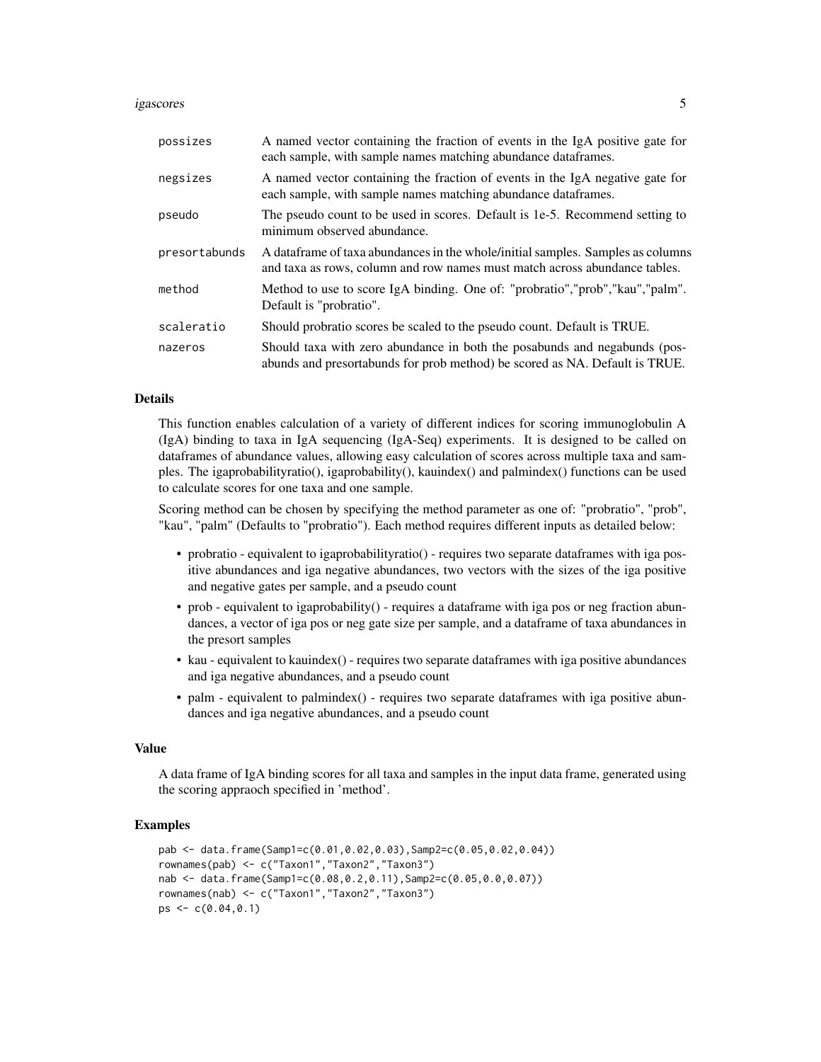| | |
|---|---|
| possizes | A named vector containing the fraction of events in the IgA positive gate for each sample, with sample names matching abundance dataframes. |
| negsizes | A named vector containing the fraction of events in the IgA negative gate for each sample, with sample names matching abundance dataframes. |
| pseudo | The pseudo count to be used in scores. Default is 1e-5. Recommend setting to minimum observed abundance. |
| presortabunds | A dataframe of taxa abundances in the whole/initial samples. Samples as columns and taxa as rows, column and row names must match across abundance tables. |
| method | Method to use to score IgA binding. One of: "probratio","prob","kau","palm". Default is "probratio". |
| scaleratio | Should probratio scores be scaled to the pseudo count. Default is TRUE. |
| nazeros | Should taxa with zero abundance in both the posabunds and negabunds (posabunds and presortabunds for prob method) be scored as NA. Default is TRUE. |

## Details

This function enables calculation of a variety of different indices for scoring immunoglobulin A (IgA) binding to taxa in IgA sequencing (IgA-Seq) experiments. It is designed to be called on dataframes of abundance values, allowing easy calculation of scores across multiple taxa and samples. The igaprobabilityratio(), igaprobability(), kauindex() and palmindex() functions can be used to calculate scores for one taxa and one sample.

Scoring method can be chosen by specifying the method parameter as one of: "probratio", "prob", "kau", "palm" (Defaults to "probratio"). Each method requires different inputs as detailed below:

- probratio - equivalent to igaprobabilityratio() - requires two separate dataframes with iga positive abundances and iga negative abundances, two vectors with the sizes of the iga positive and negative gates per sample, and a pseudo count
- prob - equivalent to igaprobability() - requires a dataframe with iga pos or neg fraction abundances, a vector of iga pos or neg gate size per sample, and a dataframe of taxa abundances in the presort samples
- kau - equivalent to kauindex() - requires two separate dataframes with iga positive abundances and iga negative abundances, and a pseudo count
- palm - equivalent to palmindex() - requires two separate dataframes with iga positive abundances and iga negative abundances, and a pseudo count

## Value

A data frame of IgA binding scores for all taxa and samples in the input data frame, generated using the scoring appraoch specified in 'method'.

## Examples

```
pab <- data.frame(Samp1=c(0.01,0.02,0.03),Samp2=c(0.05,0.02,0.04))
rownames(pab) <- c("Taxon1","Taxon2","Taxon3")
nab <- data.frame(Samp1=c(0.08,0.2,0.11),Samp2=c(0.05,0.0,0.07))
rownames(nab) <- c("Taxon1","Taxon2","Taxon3")
ps <- c(0.04,0.1)
```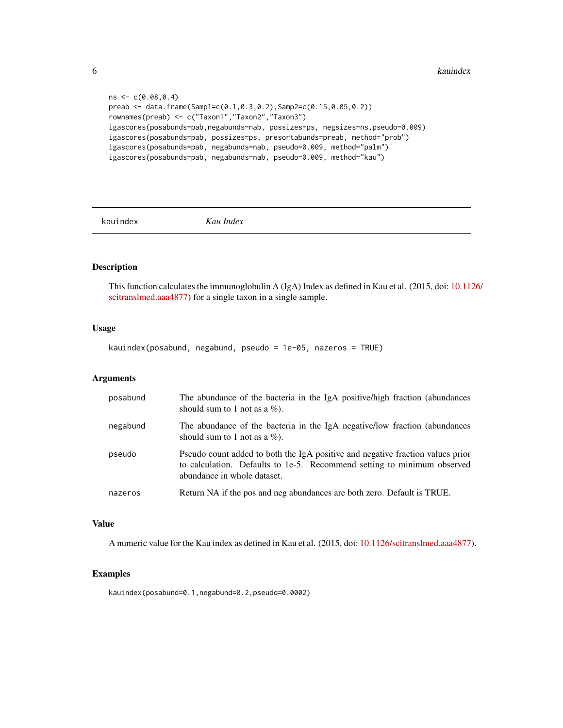```
ns <- c(0.08,0.4)
preab <- data.frame(Samp1=c(0.1,0.3,0.2),Samp2=c(0.15,0.05,0.2))
rownames(preab) <- c("Taxon1","Taxon2","Taxon3")
igascores(posabunds=pab,negabunds=nab, possizes=ps, negsizes=ns,pseudo=0.009)
igascores(posabunds=pab, possizes=ps, presortabunds=preab, method="prob")
igascores(posabunds=pab, negabunds=nab, pseudo=0.009, method="palm")
igascores(posabunds=pab, negabunds=nab, pseudo=0.009, method="kau")
```

---

## kauindex — *Kau Index*

---

### Description

This function calculates the immunoglobulin A (IgA) Index as defined in Kau et al. (2015, doi: 10.1126/scitranslmed.aaa4877) for a single taxon in a single sample.

### Usage

```
kauindex(posabund, negabund, pseudo = 1e-05, nazeros = TRUE)
```

### Arguments

| | |
|---|---|
| `posabund` | The abundance of the bacteria in the IgA positive/high fraction (abundances should sum to 1 not as a %). |
| `negabund` | The abundance of the bacteria in the IgA negative/low fraction (abundances should sum to 1 not as a %). |
| `pseudo` | Pseudo count added to both the IgA positive and negative fraction values prior to calculation. Defaults to 1e-5. Recommend setting to minimum observed abundance in whole dataset. |
| `nazeros` | Return NA if the pos and neg abundances are both zero. Default is TRUE. |

### Value

A numeric value for the Kau index as defined in Kau et al. (2015, doi: 10.1126/scitranslmed.aaa4877).

### Examples

```
kauindex(posabund=0.1,negabund=0.2,pseudo=0.0002)
```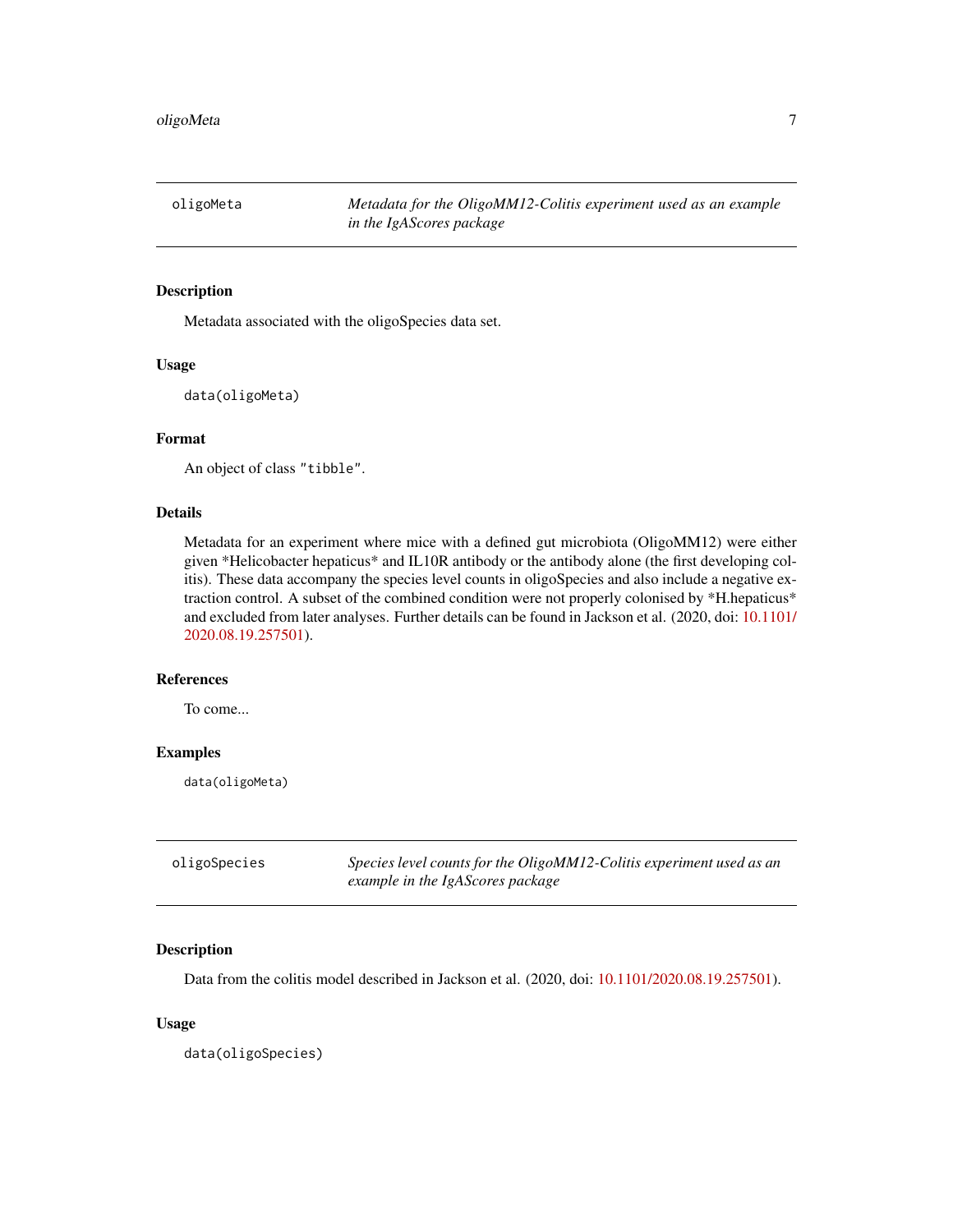## oligoMeta

*Metadata for the OligoMM12-Colitis experiment used as an example in the IgAScores package*

### Description

Metadata associated with the oligoSpecies data set.

### Usage

```
data(oligoMeta)
```

### Format

An object of class "tibble".

### Details

Metadata for an experiment where mice with a defined gut microbiota (OligoMM12) were either given *Helicobacter hepaticus* and IL10R antibody or the antibody alone (the first developing colitis). These data accompany the species level counts in oligoSpecies and also include a negative extraction control. A subset of the combined condition were not properly colonised by *H.hepaticus* and excluded from later analyses. Further details can be found in Jackson et al. (2020, doi: 10.1101/2020.08.19.257501).

### References

To come...

### Examples

```
data(oligoMeta)
```

## oligoSpecies

*Species level counts for the OligoMM12-Colitis experiment used as an example in the IgAScores package*

### Description

Data from the colitis model described in Jackson et al. (2020, doi: 10.1101/2020.08.19.257501).

### Usage

```
data(oligoSpecies)
```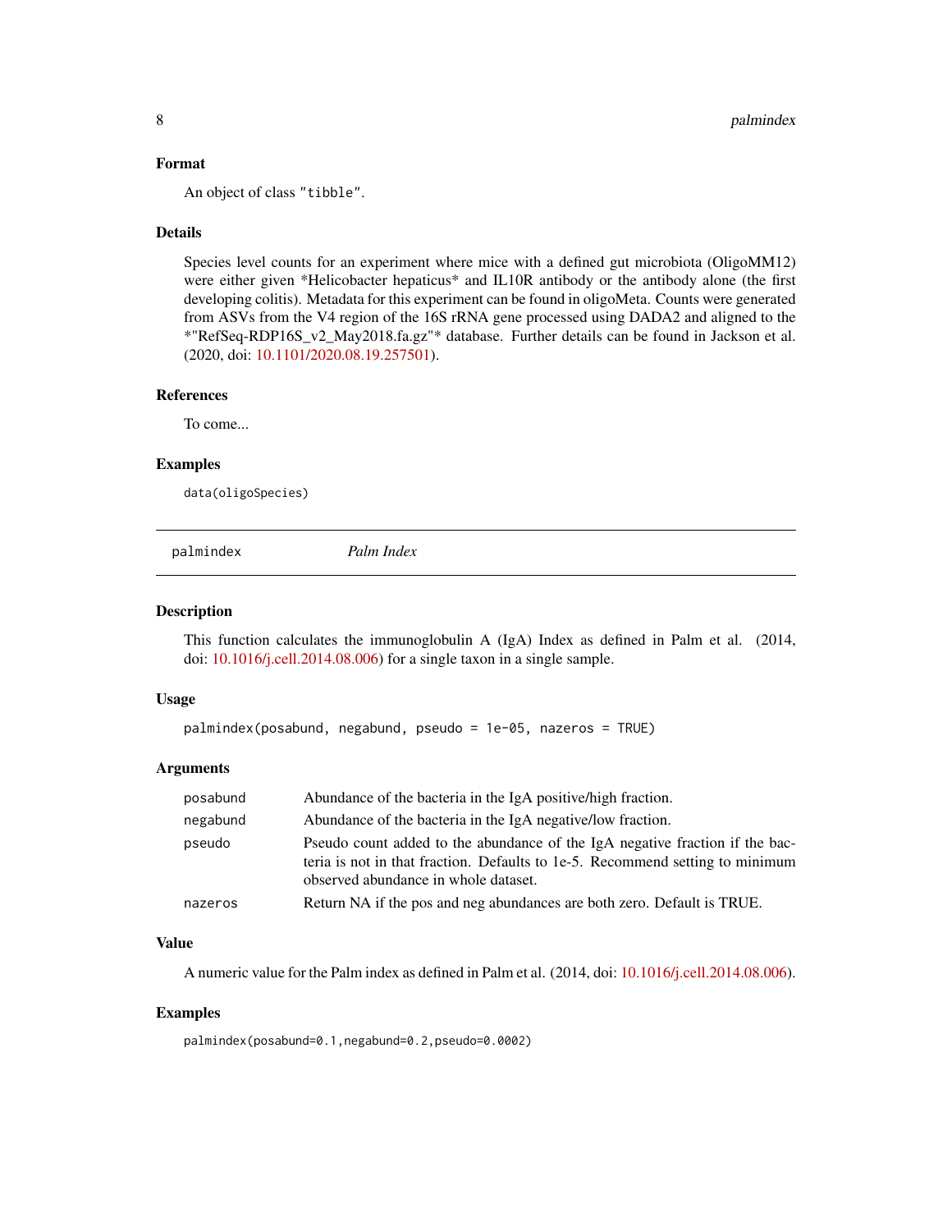## Format

An object of class "tibble".

## Details

Species level counts for an experiment where mice with a defined gut microbiota (OligoMM12) were either given *Helicobacter hepaticus* and IL10R antibody or the antibody alone (the first developing colitis). Metadata for this experiment can be found in oligoMeta. Counts were generated from ASVs from the V4 region of the 16S rRNA gene processed using DADA2 and aligned to the *"RefSeq-RDP16S_v2_May2018.fa.gz"* database. Further details can be found in Jackson et al. (2020, doi: 10.1101/2020.08.19.257501).

## References

To come...

## Examples

```
data(oligoSpecies)
```

---

# palmindex — *Palm Index*

## Description

This function calculates the immunoglobulin A (IgA) Index as defined in Palm et al. (2014, doi: 10.1016/j.cell.2014.08.006) for a single taxon in a single sample.

## Usage

```
palmindex(posabund, negabund, pseudo = 1e-05, nazeros = TRUE)
```

## Arguments

| | |
|---|---|
| posabund | Abundance of the bacteria in the IgA positive/high fraction. |
| negabund | Abundance of the bacteria in the IgA negative/low fraction. |
| pseudo | Pseudo count added to the abundance of the IgA negative fraction if the bacteria is not in that fraction. Defaults to 1e-5. Recommend setting to minimum observed abundance in whole dataset. |
| nazeros | Return NA if the pos and neg abundances are both zero. Default is TRUE. |

## Value

A numeric value for the Palm index as defined in Palm et al. (2014, doi: 10.1016/j.cell.2014.08.006).

## Examples

```
palmindex(posabund=0.1,negabund=0.2,pseudo=0.0002)
```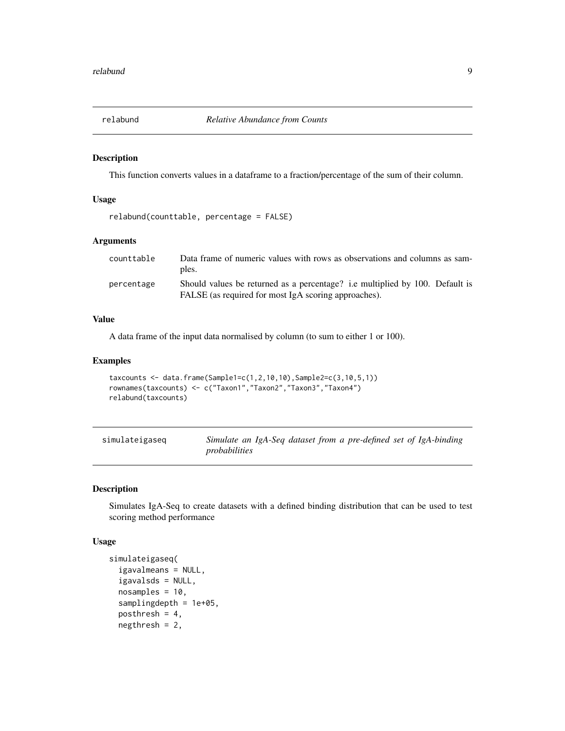## relabund — *Relative Abundance from Counts*

### Description

This function converts values in a dataframe to a fraction/percentage of the sum of their column.

### Usage

```
relabund(counttable, percentage = FALSE)
```

### Arguments

| | |
|---|---|
| counttable | Data frame of numeric values with rows as observations and columns as samples. |
| percentage | Should values be returned as a percentage? i.e multiplied by 100. Default is FALSE (as required for most IgA scoring approaches). |

### Value

A data frame of the input data normalised by column (to sum to either 1 or 100).

### Examples

```
taxcounts <- data.frame(Sample1=c(1,2,10,10),Sample2=c(3,10,5,1))
rownames(taxcounts) <- c("Taxon1","Taxon2","Taxon3","Taxon4")
relabund(taxcounts)
```

## simulateigaseq — *Simulate an IgA-Seq dataset from a pre-defined set of IgA-binding probabilities*

### Description

Simulates IgA-Seq to create datasets with a defined binding distribution that can be used to test scoring method performance

### Usage

```
simulateigaseq(
  igavalmeans = NULL,
  igavalsds = NULL,
  nosamples = 10,
  samplingdepth = 1e+05,
  posthresh = 4,
  negthresh = 2,
```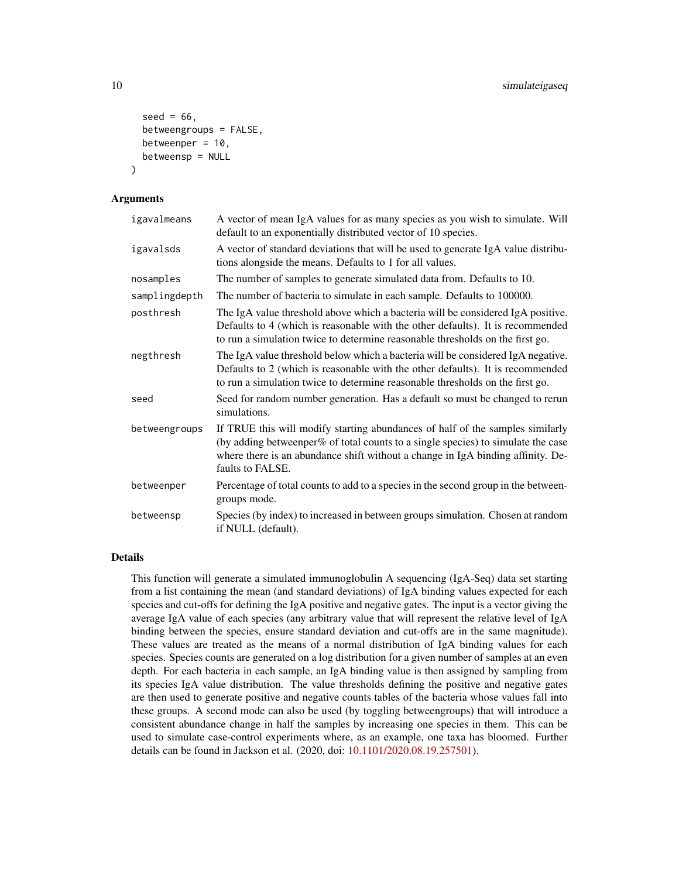```
  seed = 66,
  betweengroups = FALSE,
  betweenper = 10,
  betweensp = NULL
)
```

### Arguments

| | |
|---|---|
| igavalmeans | A vector of mean IgA values for as many species as you wish to simulate. Will default to an exponentially distributed vector of 10 species. |
| igavalsds | A vector of standard deviations that will be used to generate IgA value distributions alongside the means. Defaults to 1 for all values. |
| nosamples | The number of samples to generate simulated data from. Defaults to 10. |
| samplingdepth | The number of bacteria to simulate in each sample. Defaults to 100000. |
| posthresh | The IgA value threshold above which a bacteria will be considered IgA positive. Defaults to 4 (which is reasonable with the other defaults). It is recommended to run a simulation twice to determine reasonable thresholds on the first go. |
| negthresh | The IgA value threshold below which a bacteria will be considered IgA negative. Defaults to 2 (which is reasonable with the other defaults). It is recommended to run a simulation twice to determine reasonable thresholds on the first go. |
| seed | Seed for random number generation. Has a default so must be changed to rerun simulations. |
| betweengroups | If TRUE this will modify starting abundances of half of the samples similarly (by adding betweenper% of total counts to a single species) to simulate the case where there is an abundance shift without a change in IgA binding affinity. Defaults to FALSE. |
| betweenper | Percentage of total counts to add to a species in the second group in the betweengroups mode. |
| betweensp | Species (by index) to increased in between groups simulation. Chosen at random if NULL (default). |

### Details

This function will generate a simulated immunoglobulin A sequencing (IgA-Seq) data set starting from a list containing the mean (and standard deviations) of IgA binding values expected for each species and cut-offs for defining the IgA positive and negative gates. The input is a vector giving the average IgA value of each species (any arbitrary value that will represent the relative level of IgA binding between the species, ensure standard deviation and cut-offs are in the same magnitude). These values are treated as the means of a normal distribution of IgA binding values for each species. Species counts are generated on a log distribution for a given number of samples at an even depth. For each bacteria in each sample, an IgA binding value is then assigned by sampling from its species IgA value distribution. The value thresholds defining the positive and negative gates are then used to generate positive and negative counts tables of the bacteria whose values fall into these groups. A second mode can also be used (by toggling betweengroups) that will introduce a consistent abundance change in half the samples by increasing one species in them. This can be used to simulate case-control experiments where, as an example, one taxa has bloomed. Further details can be found in Jackson et al. (2020, doi: 10.1101/2020.08.19.257501).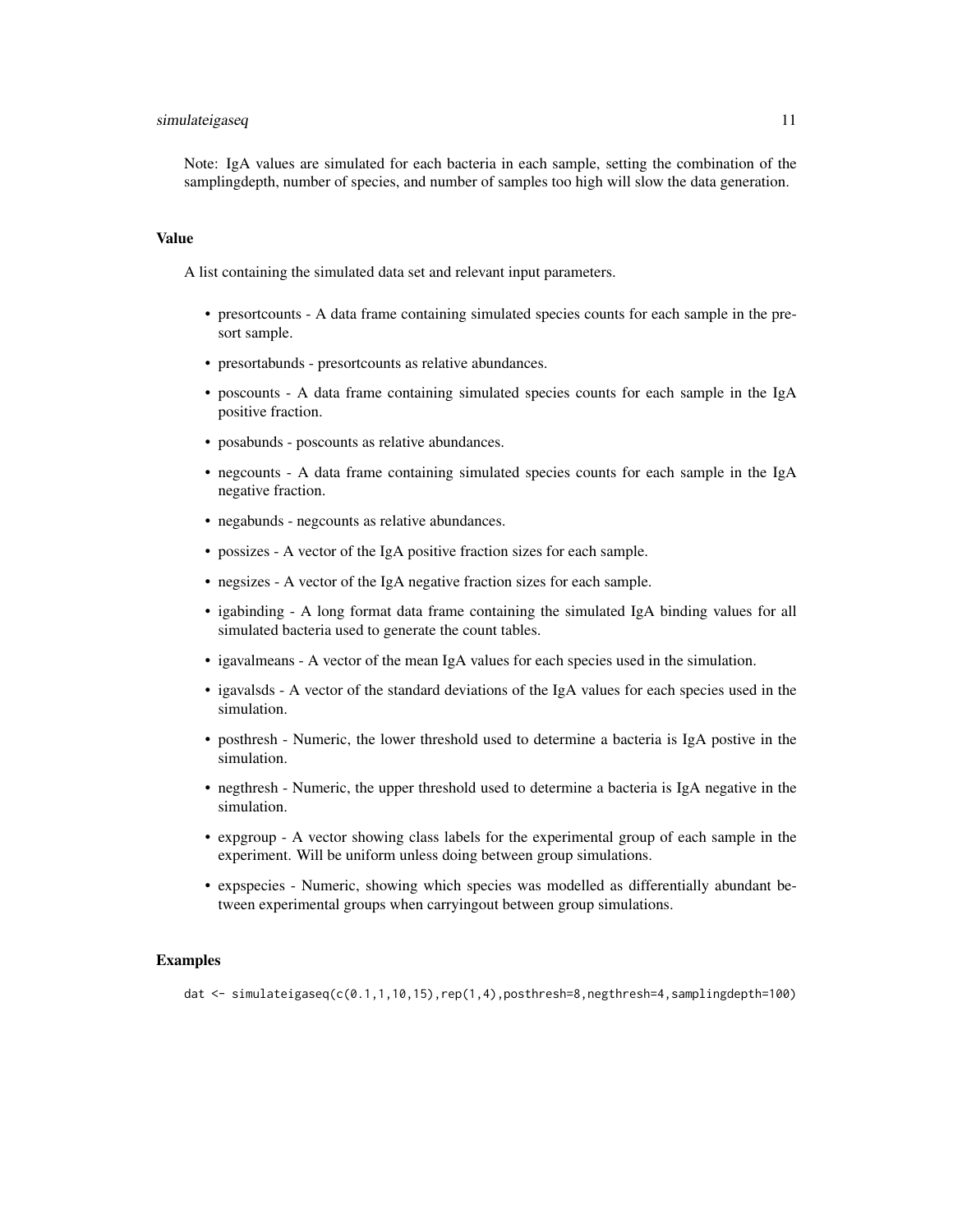Note: IgA values are simulated for each bacteria in each sample, setting the combination of the samplingdepth, number of species, and number of samples too high will slow the data generation.

## Value

A list containing the simulated data set and relevant input parameters.

- presortcounts - A data frame containing simulated species counts for each sample in the presort sample.
- presortabunds - presortcounts as relative abundances.
- poscounts - A data frame containing simulated species counts for each sample in the IgA positive fraction.
- posabunds - poscounts as relative abundances.
- negcounts - A data frame containing simulated species counts for each sample in the IgA negative fraction.
- negabunds - negcounts as relative abundances.
- possizes - A vector of the IgA positive fraction sizes for each sample.
- negsizes - A vector of the IgA negative fraction sizes for each sample.
- igabinding - A long format data frame containing the simulated IgA binding values for all simulated bacteria used to generate the count tables.
- igavalmeans - A vector of the mean IgA values for each species used in the simulation.
- igavalsds - A vector of the standard deviations of the IgA values for each species used in the simulation.
- posthresh - Numeric, the lower threshold used to determine a bacteria is IgA postive in the simulation.
- negthresh - Numeric, the upper threshold used to determine a bacteria is IgA negative in the simulation.
- expgroup - A vector showing class labels for the experimental group of each sample in the experiment. Will be uniform unless doing between group simulations.
- expspecies - Numeric, showing which species was modelled as differentially abundant between experimental groups when carryingout between group simulations.

## Examples

```
dat <- simulateigaseq(c(0.1,1,10,15),rep(1,4),posthresh=8,negthresh=4,samplingdepth=100)
```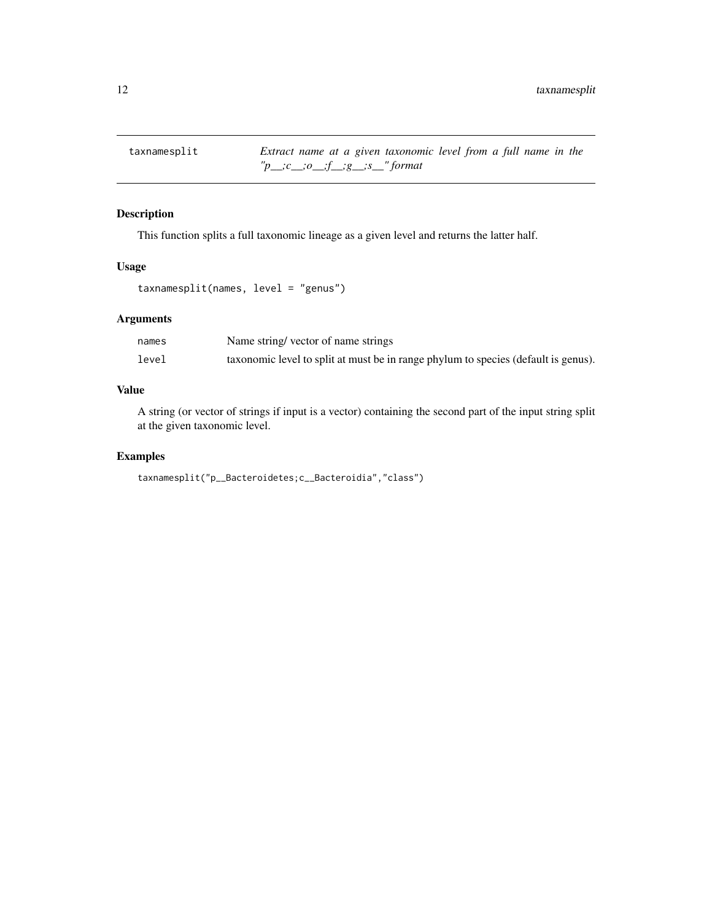## taxnamesplit

*Extract name at a given taxonomic level from a full name in the "p__;c__;o__;f__;g__;s__" format*

### Description

This function splits a full taxonomic lineage as a given level and returns the latter half.

### Usage

```
taxnamesplit(names, level = "genus")
```

### Arguments

| | |
|---|---|
| names | Name string/ vector of name strings |
| level | taxonomic level to split at must be in range phylum to species (default is genus). |

### Value

A string (or vector of strings if input is a vector) containing the second part of the input string split at the given taxonomic level.

### Examples

```
taxnamesplit("p__Bacteroidetes;c__Bacteroidia","class")
```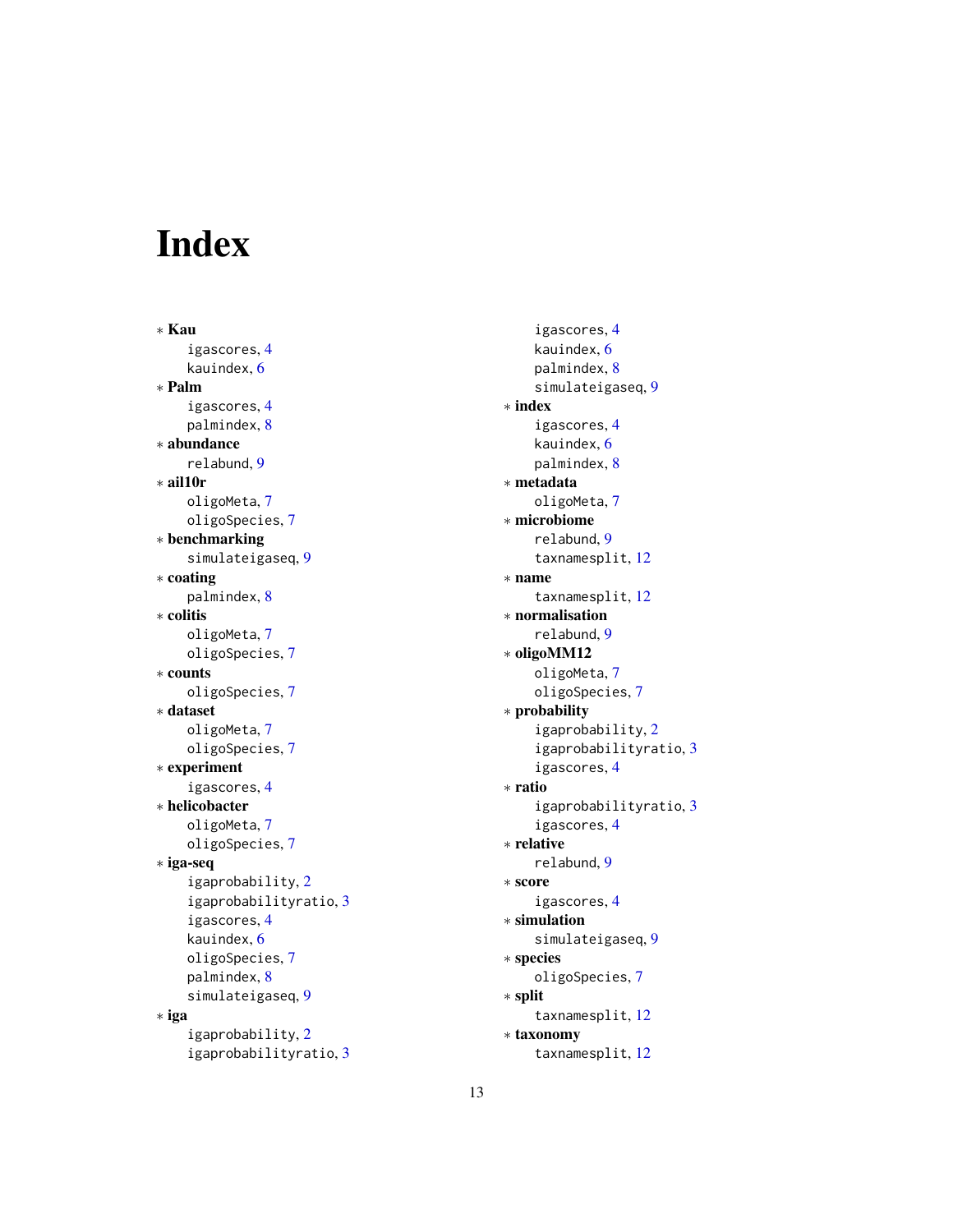# Index

* **Kau**
  - igascores, 4
  - kauindex, 6
* **Palm**
  - igascores, 4
  - palmindex, 8
* **abundance**
  - relabund, 9
* **ail10r**
  - oligoMeta, 7
  - oligoSpecies, 7
* **benchmarking**
  - simulateigaseq, 9
* **coating**
  - palmindex, 8
* **colitis**
  - oligoMeta, 7
  - oligoSpecies, 7
* **counts**
  - oligoSpecies, 7
* **dataset**
  - oligoMeta, 7
  - oligoSpecies, 7
* **experiment**
  - igascores, 4
* **helicobacter**
  - oligoMeta, 7
  - oligoSpecies, 7
* **iga-seq**
  - igaprobability, 2
  - igaprobabilityratio, 3
  - igascores, 4
  - kauindex, 6
  - oligoSpecies, 7
  - palmindex, 8
  - simulateigaseq, 9
* **iga**
  - igaprobability, 2
  - igaprobabilityratio, 3
  - igascores, 4
  - kauindex, 6
  - palmindex, 8
  - simulateigaseq, 9
* **index**
  - igascores, 4
  - kauindex, 6
  - palmindex, 8
* **metadata**
  - oligoMeta, 7
* **microbiome**
  - relabund, 9
  - taxnamesplit, 12
* **name**
  - taxnamesplit, 12
* **normalisation**
  - relabund, 9
* **oligoMM12**
  - oligoMeta, 7
  - oligoSpecies, 7
* **probability**
  - igaprobability, 2
  - igaprobabilityratio, 3
  - igascores, 4
* **ratio**
  - igaprobabilityratio, 3
  - igascores, 4
* **relative**
  - relabund, 9
* **score**
  - igascores, 4
* **simulation**
  - simulateigaseq, 9
* **species**
  - oligoSpecies, 7
* **split**
  - taxnamesplit, 12
* **taxonomy**
  - taxnamesplit, 12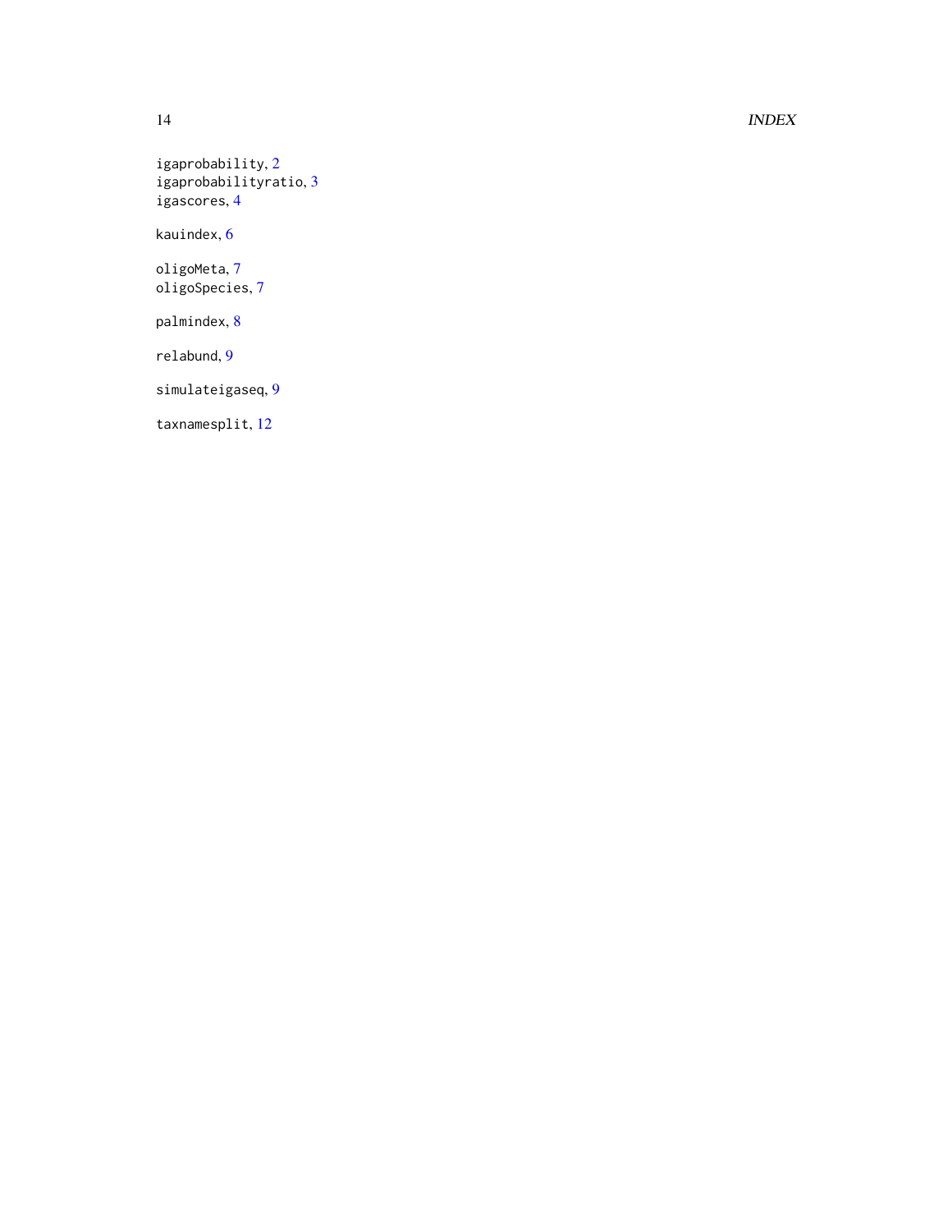igaprobability, 2
igaprobabilityratio, 3
igascores, 4

kauindex, 6

oligoMeta, 7
oligoSpecies, 7

palmindex, 8

relabund, 9

simulateigaseq, 9

taxnamesplit, 12